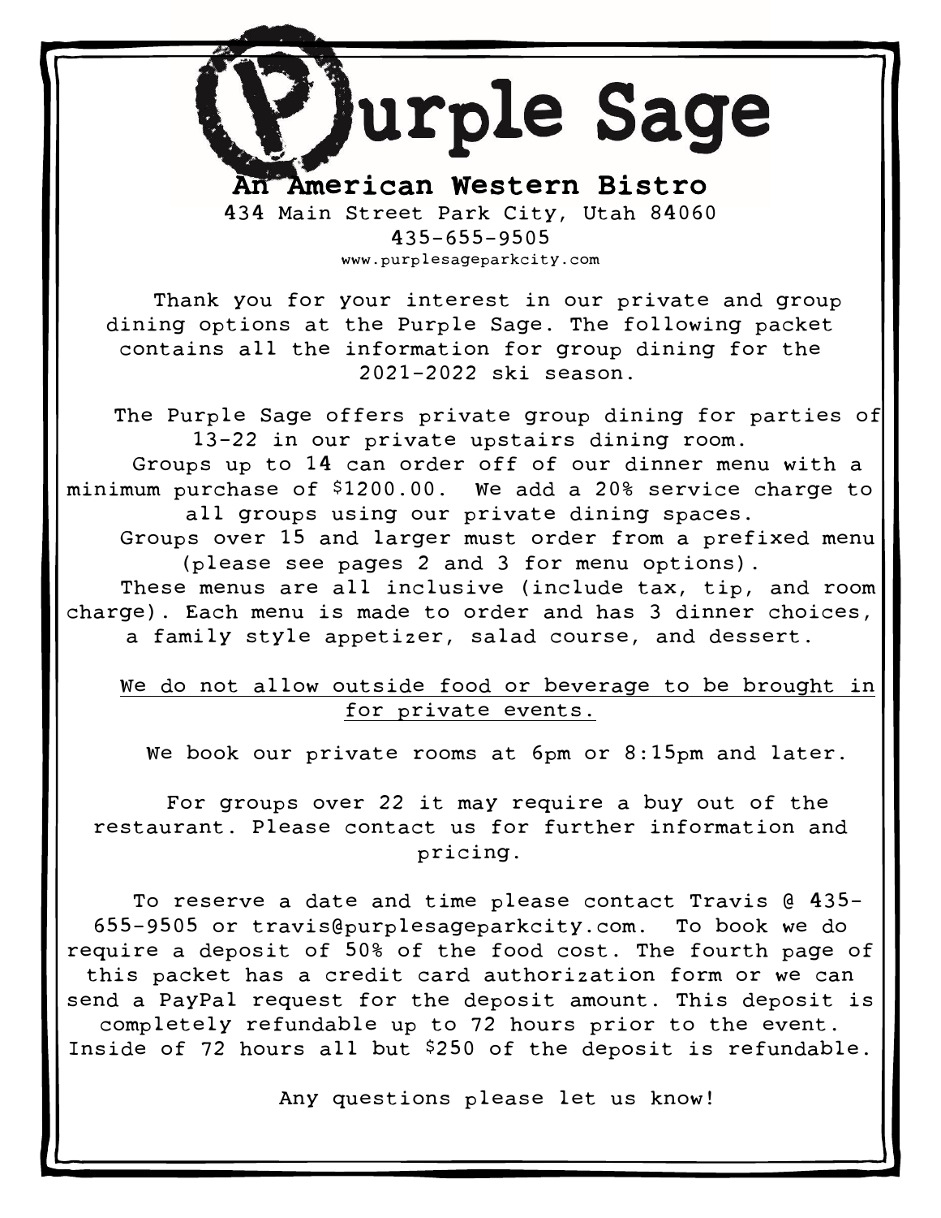# Purple Sage

## An American Western Bistro

434 Main Street Park City, Utah 84060

435-655-9505

www.purplesageparkcity.com

Thank you for your interest in our private and group dining options at the Purple Sage. The following packet contains all the information for group dining for the 2021-2022 ski season.

The Purple Sage offers private group dining for parties of 13-22 in our private upstairs dining room.

Groups up to 14 can order off of our dinner menu with a minimum purchase of $1200.00. We add a 20% service charge to all groups using our private dining spaces.

Groups over 15 and larger must order from a prefixed menu (please see pages 2 and 3 for menu options).

These menus are all inclusive (include tax, tip, and room charge). Each menu is made to order and has 3 dinner choices, a family style appetizer, salad course, and dessert.

<u>We do not allow outside food or beverage to be brought in for private events.</u>

We book our private rooms at 6pm or 8:15pm and later.

For groups over 22 it may require a buy out of the restaurant. Please contact us for further information and pricing.

To reserve a date and time please contact Travis @ 435-655-9505 or travis@purplesageparkcity.com. To book we do require a deposit of 50% of the food cost. The fourth page of this packet has a credit card authorization form or we can send a PayPal request for the deposit amount. This deposit is completely refundable up to 72 hours prior to the event. Inside of 72 hours all but $250 of the deposit is refundable.

Any questions please let us know!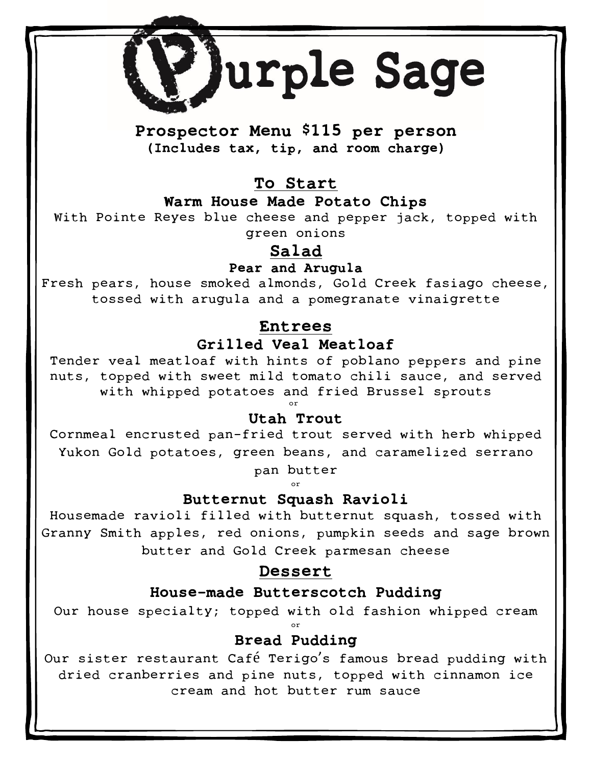# Purple Sage

## Prospector Menu $115 per person

**(Includes tax, tip, and room charge)**

## To Start

### Warm House Made Potato Chips

With Pointe Reyes blue cheese and pepper jack, topped with green onions

## Salad

### Pear and Arugula

Fresh pears, house smoked almonds, Gold Creek fasiago cheese, tossed with arugula and a pomegranate vinaigrette

## Entrees

### Grilled Veal Meatloaf

Tender veal meatloaf with hints of poblano peppers and pine nuts, topped with sweet mild tomato chili sauce, and served with whipped potatoes and fried Brussel sprouts

or

### Utah Trout

Cornmeal encrusted pan-fried trout served with herb whipped Yukon Gold potatoes, green beans, and caramelized serrano pan butter

or

### Butternut Squash Ravioli

Housemade ravioli filled with butternut squash, tossed with Granny Smith apples, red onions, pumpkin seeds and sage brown butter and Gold Creek parmesan cheese

## Dessert

### House-made Butterscotch Pudding

Our house specialty; topped with old fashion whipped cream

or

### Bread Pudding

Our sister restaurant Café Terigo's famous bread pudding with dried cranberries and pine nuts, topped with cinnamon ice cream and hot butter rum sauce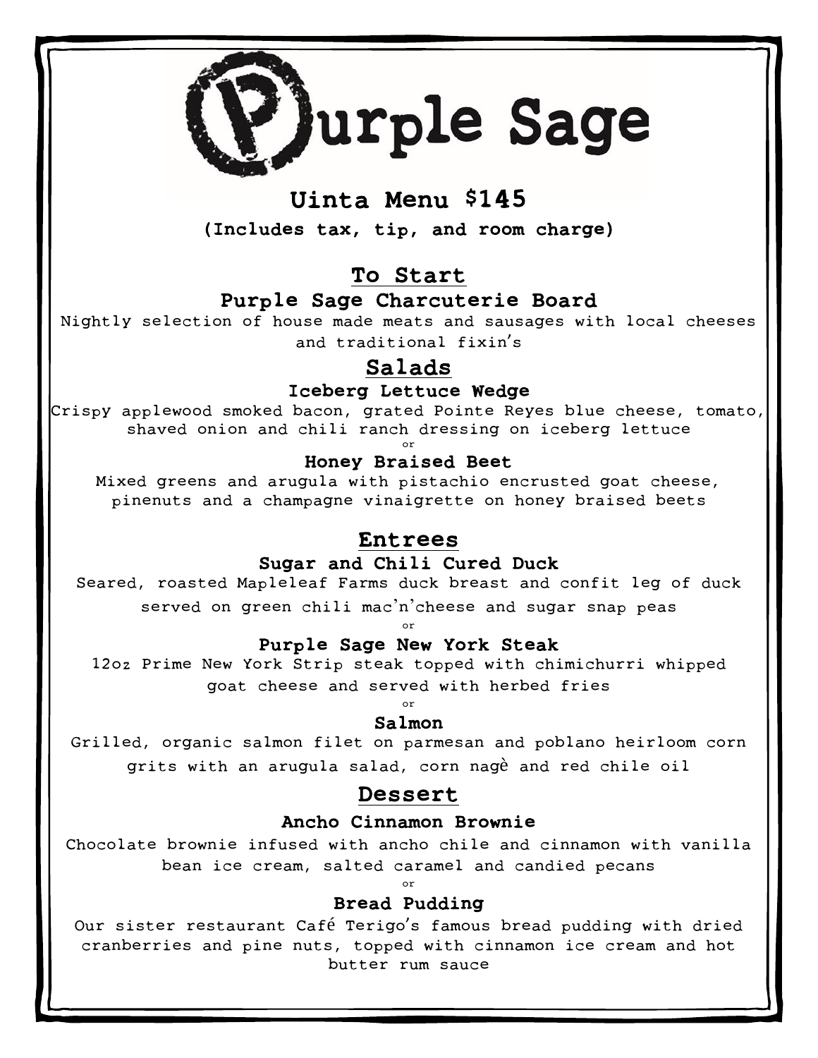# Purple Sage

## Uinta Menu $145

**(Includes tax, tip, and room charge)**

## To Start

### Purple Sage Charcuterie Board

Nightly selection of house made meats and sausages with local cheeses and traditional fixin's

## Salads

### Iceberg Lettuce Wedge

Crispy applewood smoked bacon, grated Pointe Reyes blue cheese, tomato, shaved onion and chili ranch dressing on iceberg lettuce

or

### Honey Braised Beet

Mixed greens and arugula with pistachio encrusted goat cheese, pinenuts and a champagne vinaigrette on honey braised beets

## Entrees

### Sugar and Chili Cured Duck

Seared, roasted Mapleleaf Farms duck breast and confit leg of duck served on green chili mac'n'cheese and sugar snap peas

or

### Purple Sage New York Steak

12oz Prime New York Strip steak topped with chimichurri whipped goat cheese and served with herbed fries

or

### Salmon

Grilled, organic salmon filet on parmesan and poblano heirloom corn grits with an arugula salad, corn nagè and red chile oil

## Dessert

### Ancho Cinnamon Brownie

Chocolate brownie infused with ancho chile and cinnamon with vanilla bean ice cream, salted caramel and candied pecans

or

### Bread Pudding

Our sister restaurant Café Terigo's famous bread pudding with dried cranberries and pine nuts, topped with cinnamon ice cream and hot butter rum sauce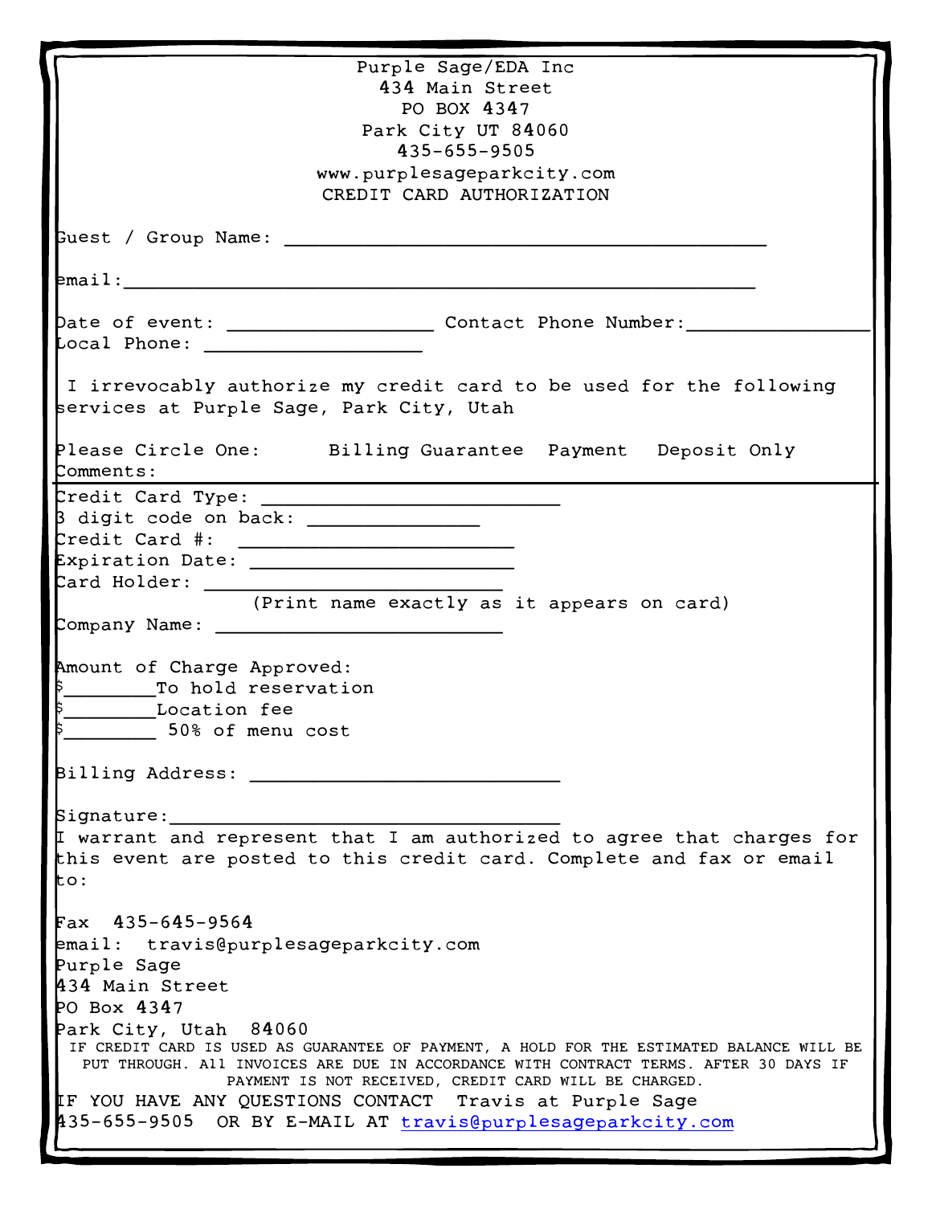Purple Sage/EDA Inc
434 Main Street
PO BOX 4347
Park City UT 84060
435-655-9505
www.purplesageparkcity.com

CREDIT CARD AUTHORIZATION

Guest / Group Name: ____________________________________________

email:__________________________________________________________

Date of event: __________________ Contact Phone Number:________________

Local Phone: ___________________

I irrevocably authorize my credit card to be used for the following services at Purple Sage, Park City, Utah

Please Circle One: Billing Guarantee Payment Deposit Only

Comments:

---

Credit Card Type: ___________________________

3 digit code on back: _______________

Credit Card #: _________________________

Expiration Date: ________________________

Card Holder: ___________________________
(Print name exactly as it appears on card)

Company Name: __________________________

Amount of Charge Approved:

$________To hold reservation

$________Location fee

$________ 50% of menu cost

Billing Address: ____________________________

Signature:___________________________________

I warrant and represent that I am authorized to agree that charges for this event are posted to this credit card. Complete and fax or email to:

Fax 435-645-9564
email: travis@purplesageparkcity.com
Purple Sage
434 Main Street
PO Box 4347
Park City, Utah 84060

IF CREDIT CARD IS USED AS GUARANTEE OF PAYMENT, A HOLD FOR THE ESTIMATED BALANCE WILL BE PUT THROUGH. All INVOICES ARE DUE IN ACCORDANCE WITH CONTRACT TERMS. AFTER 30 DAYS IF PAYMENT IS NOT RECEIVED, CREDIT CARD WILL BE CHARGED.

IF YOU HAVE ANY QUESTIONS CONTACT Travis at Purple Sage
435-655-9505 OR BY E-MAIL AT travis@purplesageparkcity.com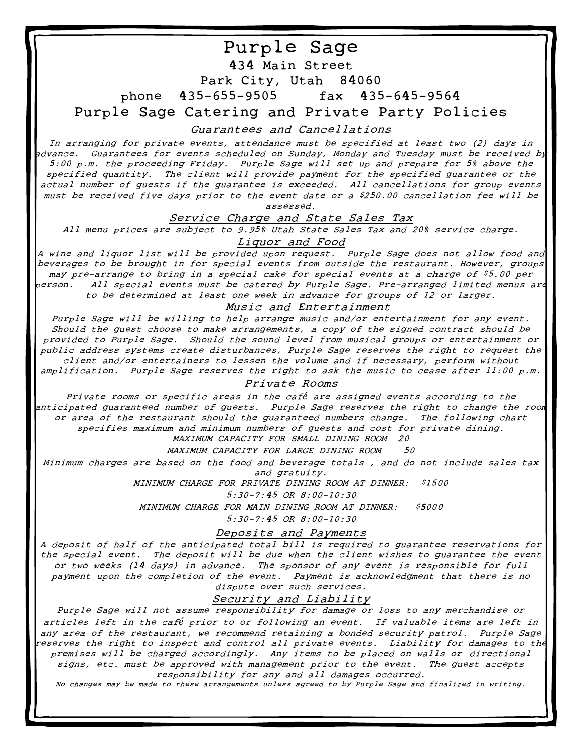# Purple Sage

434 Main Street

Park City, Utah 84060

phone 435-655-9505 fax 435-645-9564

## Purple Sage Catering and Private Party Policies

### *Guarantees and Cancellations*

*In arranging for private events, attendance must be specified at least two (2) days in advance. Guarantees for events scheduled on Sunday, Monday and Tuesday must be received by 5:00 p.m. the proceeding Friday. Purple Sage will set up and prepare for 5% above the specified quantity. The client will provide payment for the specified guarantee or the actual number of guests if the guarantee is exceeded. All cancellations for group events must be received five days prior to the event date or a $250.00 cancellation fee will be assessed.*

### *Service Charge and State Sales Tax*

*All menu prices are subject to 9.95% Utah State Sales Tax and 20% service charge.*

### *Liquor and Food*

*A wine and liquor list will be provided upon request. Purple Sage does not allow food and beverages to be brought in for special events from outside the restaurant. However, groups may pre-arrange to bring in a special cake for special events at a charge of $5.00 per person. All special events must be catered by Purple Sage. Pre-arranged limited menus are to be determined at least one week in advance for groups of 12 or larger.*

### *Music and Entertainment*

*Purple Sage will be willing to help arrange music and/or entertainment for any event. Should the guest choose to make arrangements, a copy of the signed contract should be provided to Purple Sage. Should the sound level from musical groups or entertainment or public address systems create disturbances, Purple Sage reserves the right to request the client and/or entertainers to lessen the volume and if necessary, perform without amplification. Purple Sage reserves the right to ask the music to cease after 11:00 p.m.*

### *Private Rooms*

*Private rooms or specific areas in the café are assigned events according to the anticipated guaranteed number of guests. Purple Sage reserves the right to change the room or area of the restaurant should the guaranteed numbers change. The following chart specifies maximum and minimum numbers of guests and cost for private dining.*

*MAXIMUM CAPACITY FOR SMALL DINING ROOM 20*

*MAXIMUM CAPACITY FOR LARGE DINING ROOM 50*

*Minimum charges are based on the food and beverage totals , and do not include sales tax and gratuity.*

*MINIMUM CHARGE FOR PRIVATE DINING ROOM AT DINNER: $1500*

*5:30-7:45 OR 8:00-10:30*

*MINIMUM CHARGE FOR MAIN DINING ROOM AT DINNER: $5000*

*5:30-7:45 OR 8:00-10:30*

### *Deposits and Payments*

*A deposit of half of the anticipated total bill is required to guarantee reservations for the special event. The deposit will be due when the client wishes to guarantee the event or two weeks (14 days) in advance. The sponsor of any event is responsible for full payment upon the completion of the event. Payment is acknowledgment that there is no dispute over such services.*

### *Security and Liability*

*Purple Sage will not assume responsibility for damage or loss to any merchandise or articles left in the café prior to or following an event. If valuable items are left in any area of the restaurant, we recommend retaining a bonded security patrol. Purple Sage reserves the right to inspect and control all private events. Liability for damages to the premises will be charged accordingly. Any items to be placed on walls or directional signs, etc. must be approved with management prior to the event. The guest accepts responsibility for any and all damages occurred.*

*No changes may be made to these arrangements unless agreed to by Purple Sage and finalized in writing.*